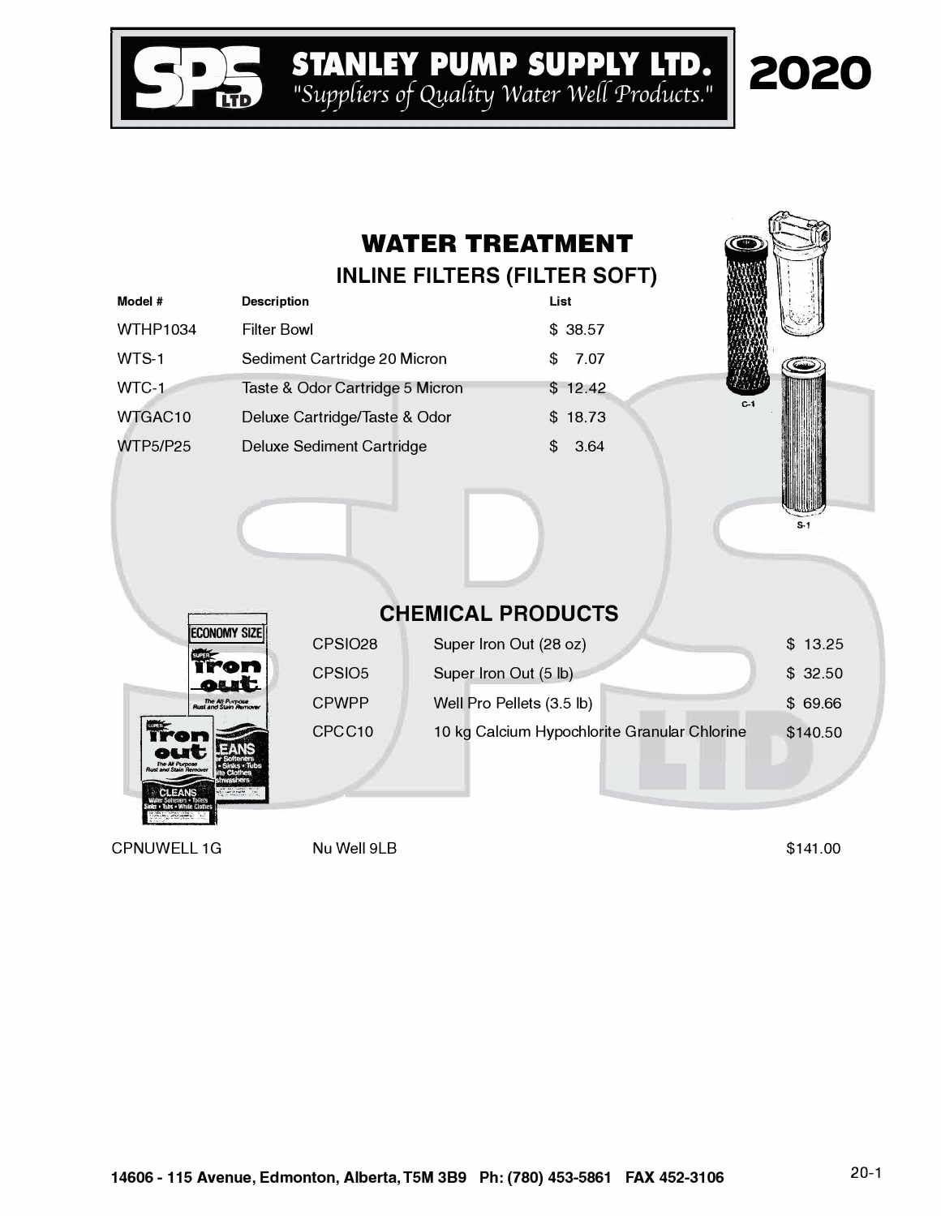# STANLEY PUMP SUPPLY LTD.

*"Suppliers of Quality Water Well Products."*

**2020**

## WATER TREATMENT

### INLINE FILTERS (FILTER SOFT)

| Model # | Description | List |
|---|---|---|
| WTHP1034 | Filter Bowl | $ 38.57 |
| WTS-1 | Sediment Cartridge 20 Micron | $ 7.07 |
| WTC-1 | Taste & Odor Cartridge 5 Micron | $ 12.42 |
| WTGAC10 | Deluxe Cartridge/Taste & Odor | $ 18.73 |
| WTP5/P25 | Deluxe Sediment Cartridge | $ 3.64 |

### CHEMICAL PRODUCTS

| | | |
|---|---|---|
| CPSIO28 | Super Iron Out (28 oz) | $ 13.25 |
| CPSIO5 | Super Iron Out (5 lb) | $ 32.50 |
| CPWPP | Well Pro Pellets (3.5 lb) | $ 69.66 |
| CPCC10 | 10 kg Calcium Hypochlorite Granular Chlorine | $140.50 |
| CPNUWELL 1G | Nu Well 9LB | $141.00 |

**14606 - 115 Avenue, Edmonton, Alberta, T5M 3B9 Ph: (780) 453-5861 FAX 452-3106**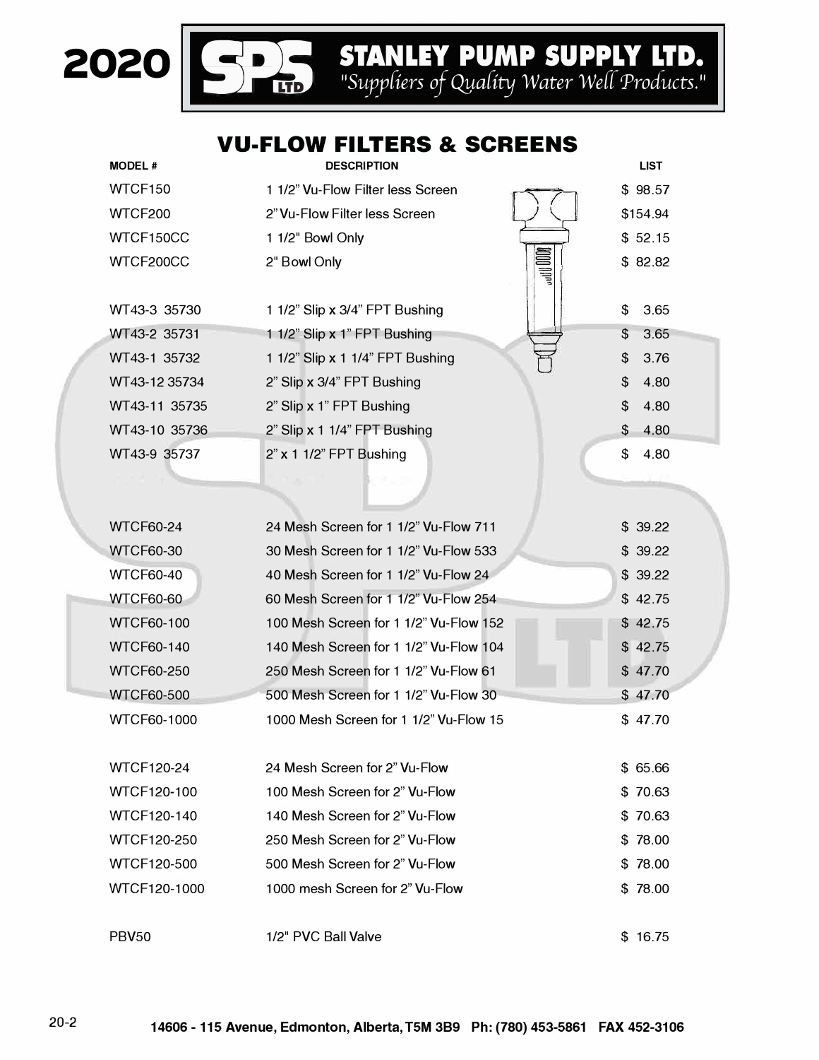2020

**STANLEY PUMP SUPPLY LTD.**

*"Suppliers of Quality Water Well Products."*

# VU-FLOW FILTERS & SCREENS

| MODEL # | DESCRIPTION | LIST |
|---|---|---|
| WTCF150 | 1 1/2" Vu-Flow Filter less Screen | $ 98.57 |
| WTCF200 | 2" Vu-Flow Filter less Screen | $154.94 |
| WTCF150CC | 1 1/2" Bowl Only | $ 52.15 |
| WTCF200CC | 2" Bowl Only | $ 82.82 |
| | | |
| WT43-3 35730 | 1 1/2" Slip x 3/4" FPT Bushing | $ 3.65 |
| WT43-2 35731 | 1 1/2" Slip x 1" FPT Bushing | $ 3.65 |
| WT43-1 35732 | 1 1/2" Slip x 1 1/4" FPT Bushing | $ 3.76 |
| WT43-12 35734 | 2" Slip x 3/4" FPT Bushing | $ 4.80 |
| WT43-11 35735 | 2" Slip x 1" FPT Bushing | $ 4.80 |
| WT43-10 35736 | 2" Slip x 1 1/4" FPT Bushing | $ 4.80 |
| WT43-9 35737 | 2" x 1 1/2" FPT Bushing | $ 4.80 |
| | | |
| WTCF60-24 | 24 Mesh Screen for 1 1/2" Vu-Flow 711 | $ 39.22 |
| WTCF60-30 | 30 Mesh Screen for 1 1/2" Vu-Flow 533 | $ 39.22 |
| WTCF60-40 | 40 Mesh Screen for 1 1/2" Vu-Flow 24 | $ 39.22 |
| WTCF60-60 | 60 Mesh Screen for 1 1/2" Vu-Flow 254 | $ 42.75 |
| WTCF60-100 | 100 Mesh Screen for 1 1/2" Vu-Flow 152 | $ 42.75 |
| WTCF60-140 | 140 Mesh Screen for 1 1/2" Vu-Flow 104 | $ 42.75 |
| WTCF60-250 | 250 Mesh Screen for 1 1/2" Vu-Flow 61 | $ 47.70 |
| WTCF60-500 | 500 Mesh Screen for 1 1/2" Vu-Flow 30 | $ 47.70 |
| WTCF60-1000 | 1000 Mesh Screen for 1 1/2" Vu-Flow 15 | $ 47.70 |
| | | |
| WTCF120-24 | 24 Mesh Screen for 2" Vu-Flow | $ 65.66 |
| WTCF120-100 | 100 Mesh Screen for 2" Vu-Flow | $ 70.63 |
| WTCF120-140 | 140 Mesh Screen for 2" Vu-Flow | $ 70.63 |
| WTCF120-250 | 250 Mesh Screen for 2" Vu-Flow | $ 78.00 |
| WTCF120-500 | 500 Mesh Screen for 2" Vu-Flow | $ 78.00 |
| WTCF120-1000 | 1000 mesh Screen for 2" Vu-Flow | $ 78.00 |
| | | |
| PBV50 | 1/2" PVC Ball Valve | $ 16.75 |

**14606 - 115 Avenue, Edmonton, Alberta, T5M 3B9 Ph: (780) 453-5861 FAX 452-3106**